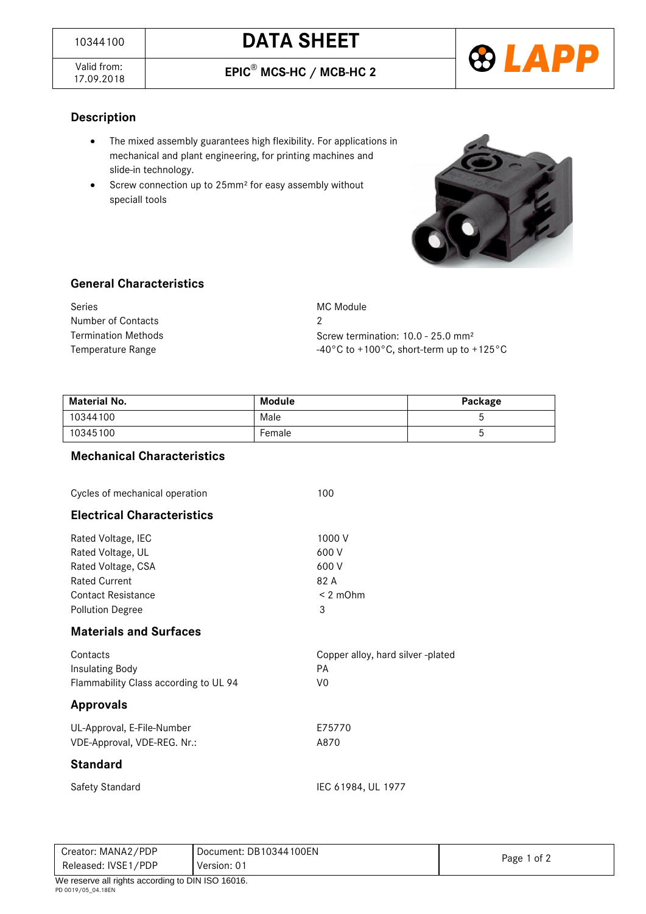| 10344100 | DATA SHEET |
|---|---|
| Valid from: 17.09.2018 | EPIC® MCS-HC / MCB-HC 2 |

## Description

- The mixed assembly guarantees high flexibility. For applications in mechanical and plant engineering, for printing machines and slide-in technology.
- Screw connection up to 25mm² for easy assembly without speciall tools

## General Characteristics

| | |
|---|---|
| Series | MC Module |
| Number of Contacts | 2 |
| Termination Methods | Screw termination: 10.0 - 25.0 mm² |
| Temperature Range | -40°C to +100°C, short-term up to +125°C |

| Material No. | Module | Package |
|---|---|---|
| 10344100 | Male | 5 |
| 10345100 | Female | 5 |

## Mechanical Characteristics

| | |
|---|---|
| Cycles of mechanical operation | 100 |

## Electrical Characteristics

| | |
|---|---|
| Rated Voltage, IEC | 1000 V |
| Rated Voltage, UL | 600 V |
| Rated Voltage, CSA | 600 V |
| Rated Current | 82 A |
| Contact Resistance | < 2 mOhm |
| Pollution Degree | 3 |

## Materials and Surfaces

| | |
|---|---|
| Contacts | Copper alloy, hard silver -plated |
| Insulating Body | PA |
| Flammability Class according to UL 94 | V0 |

## Approvals

| | |
|---|---|
| UL-Approval, E-File-Number | E75770 |
| VDE-Approval, VDE-REG. Nr.: | A870 |

## Standard

| | |
|---|---|
| Safety Standard | IEC 61984, UL 1977 |

| | |
|---|---|
| Creator: MANA2/PDP | Document: DB10344100EN |
| Released: IVSE1/PDP | Version: 01 |

We reserve all rights according to DIN ISO 16016.

PD 0019/05_04.18EN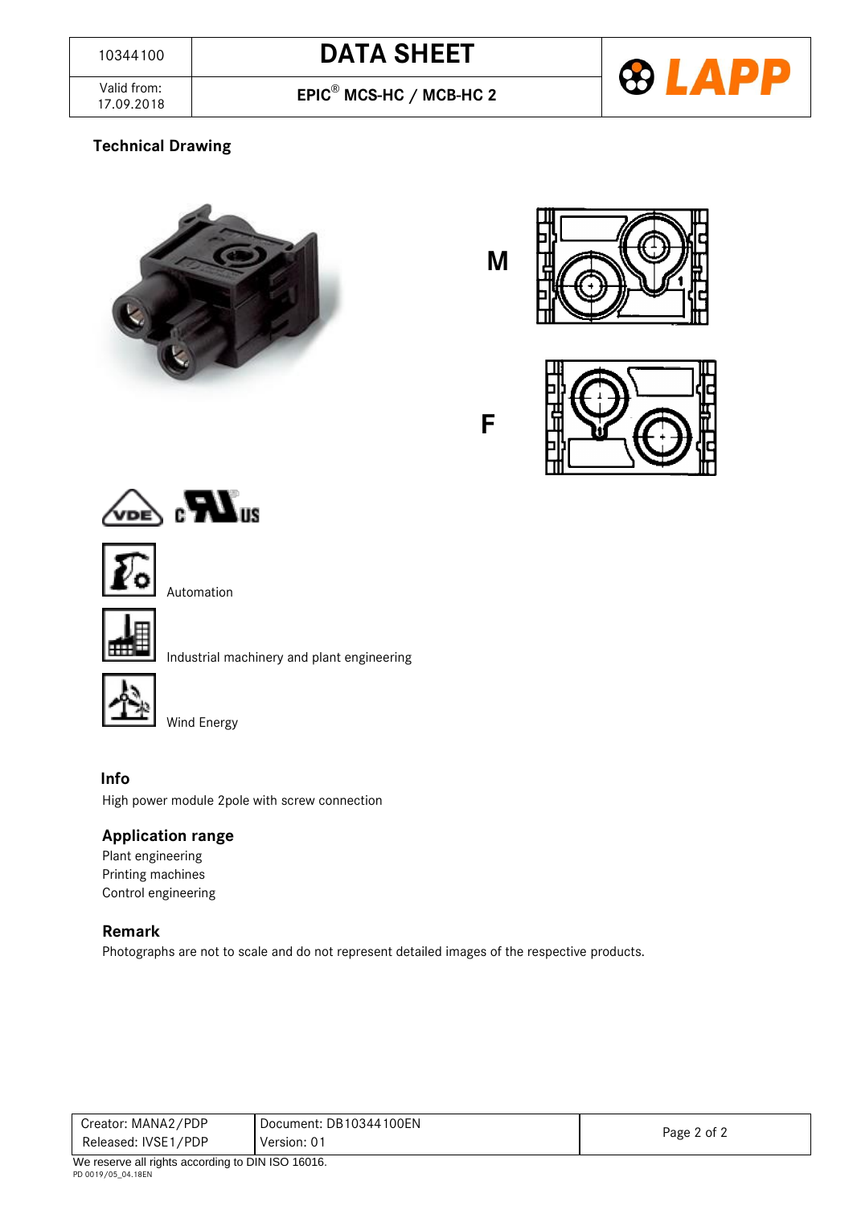## Technical Drawing

M

F

Automation

Industrial machinery and plant engineering

Wind Energy

## Info

High power module 2pole with screw connection

## Application range

Plant engineering
Printing machines
Control engineering

## Remark

Photographs are not to scale and do not represent detailed images of the respective products.